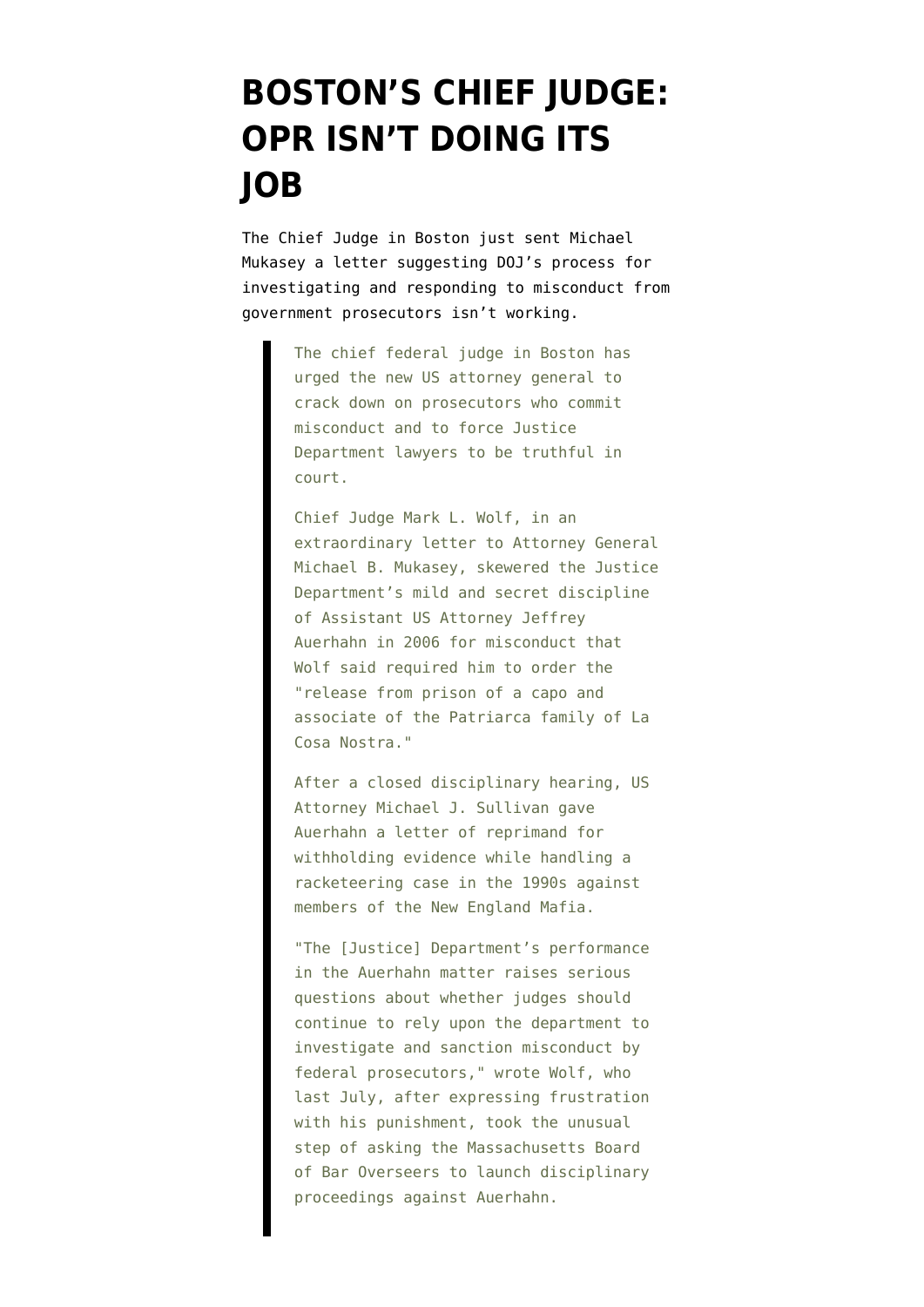# BOSTON'S CHIEF JUDGE: OPR ISN'T DOING ITS JOB

The Chief Judge in Boston just sent Michael Mukasey a letter suggesting DOJ's process for investigating and responding to misconduct from government prosecutors isn't working.

> The chief federal judge in Boston has urged the new US attorney general to crack down on prosecutors who commit misconduct and to force Justice Department lawyers to be truthful in court.
>
> Chief Judge Mark L. Wolf, in an extraordinary letter to Attorney General Michael B. Mukasey, skewered the Justice Department's mild and secret discipline of Assistant US Attorney Jeffrey Auerhahn in 2006 for misconduct that Wolf said required him to order the "release from prison of a capo and associate of the Patriarca family of La Cosa Nostra."
>
> After a closed disciplinary hearing, US Attorney Michael J. Sullivan gave Auerhahn a letter of reprimand for withholding evidence while handling a racketeering case in the 1990s against members of the New England Mafia.
>
> "The [Justice] Department's performance in the Auerhahn matter raises serious questions about whether judges should continue to rely upon the department to investigate and sanction misconduct by federal prosecutors," wrote Wolf, who last July, after expressing frustration with his punishment, took the unusual step of asking the Massachusetts Board of Bar Overseers to launch disciplinary proceedings against Auerhahn.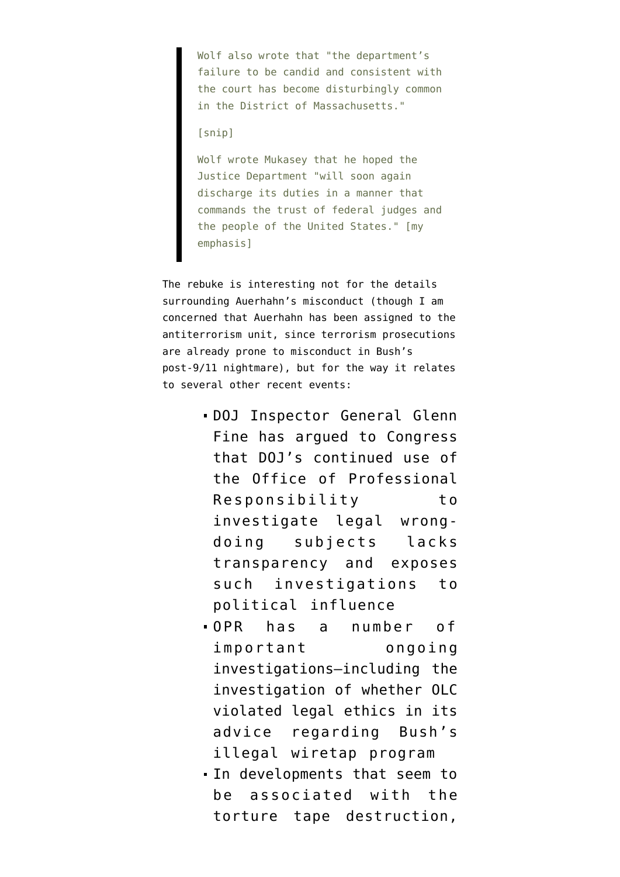> Wolf also wrote that "the department's failure to be candid and consistent with the court has become disturbingly common in the District of Massachusetts."
>
> [snip]
>
> Wolf wrote Mukasey that he hoped the Justice Department "will soon again discharge its duties in a manner that commands the trust of federal judges and the people of the United States." [my emphasis]

The rebuke is interesting not for the details surrounding Auerhahn's misconduct (though I am concerned that Auerhahn has been assigned to the antiterrorism unit, since terrorism prosecutions are already prone to misconduct in Bush's post-9/11 nightmare), but for the way it relates to several other recent events:

- DOJ Inspector General Glenn Fine has argued to Congress that DOJ's continued use of the Office of Professional Responsibility to investigate legal wrong-doing subjects lacks transparency and exposes such investigations to political influence
- OPR has a number of important ongoing investigations–including the investigation of whether OLC violated legal ethics in its advice regarding Bush's illegal wiretap program
- In developments that seem to be associated with the torture tape destruction,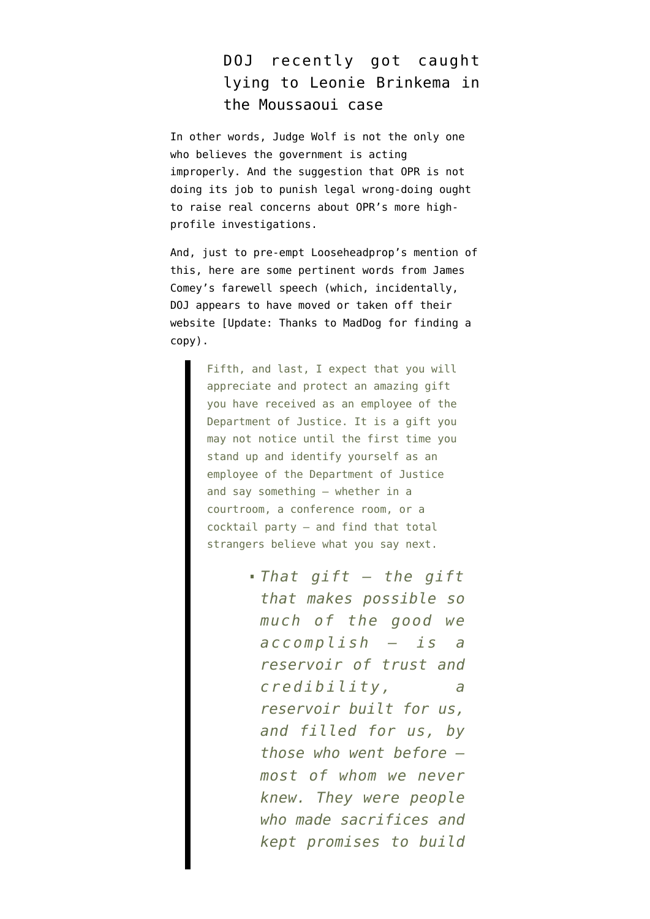DOJ recently got caught lying to Leonie Brinkema in the Moussaoui case

In other words, Judge Wolf is not the only one who believes the government is acting improperly. And the suggestion that OPR is not doing its job to punish legal wrong-doing ought to raise real concerns about OPR's more high-profile investigations.

And, just to pre-empt Looseheadprop's mention of this, here are some pertinent words from James Comey's farewell speech (which, incidentally, DOJ appears to have moved or taken off their website [Update: Thanks to MadDog for finding a copy).

> Fifth, and last, I expect that you will appreciate and protect an amazing gift you have received as an employee of the Department of Justice. It is a gift you may not notice until the first time you stand up and identify yourself as an employee of the Department of Justice and say something – whether in a courtroom, a conference room, or a cocktail party – and find that total strangers believe what you say next.
>
> - *That gift – the gift that makes possible so much of the good we accomplish – is a reservoir of trust and credibility, a reservoir built for us, and filled for us, by those who went before – most of whom we never knew. They were people who made sacrifices and kept promises to build*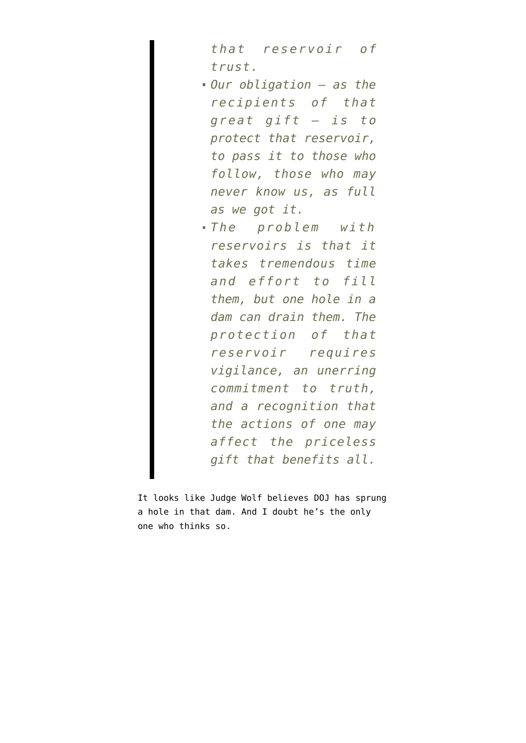> *that reservoir of trust.*
>
> - *Our obligation – as the recipients of that great gift – is to protect that reservoir, to pass it to those who follow, those who may never know us, as full as we got it.*
> - *The problem with reservoirs is that it takes tremendous time and effort to fill them, but one hole in a dam can drain them. The protection of that reservoir requires vigilance, an unerring commitment to truth, and a recognition that the actions of one may affect the priceless gift that benefits all.*

It looks like Judge Wolf believes DOJ has sprung a hole in that dam. And I doubt he's the only one who thinks so.